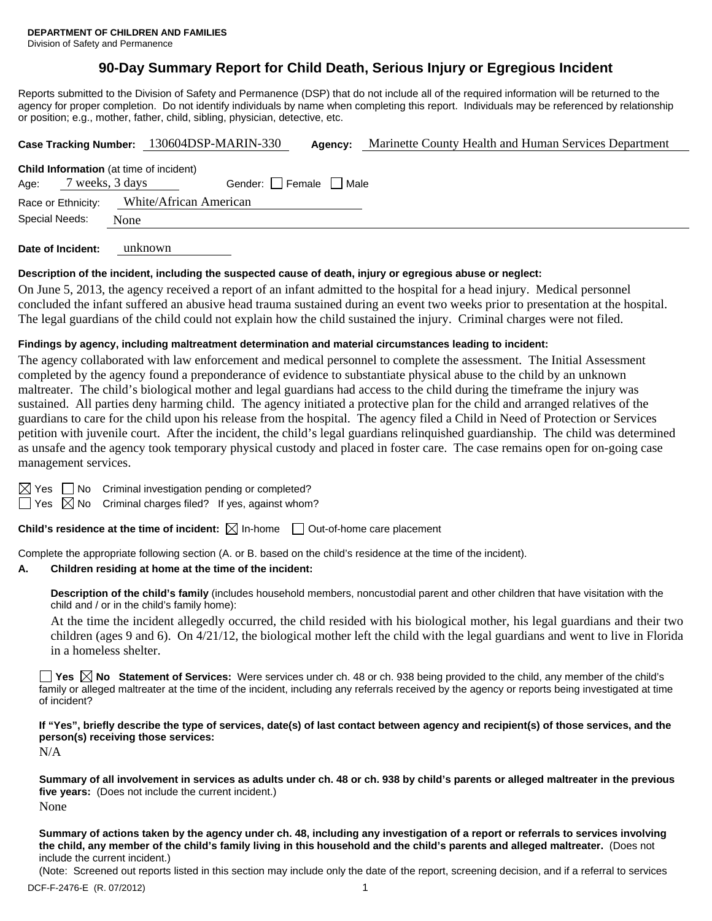**DEPARTMENT OF CHILDREN AND FAMILIES**
Division of Safety and Permanence

# 90-Day Summary Report for Child Death, Serious Injury or Egregious Incident

Reports submitted to the Division of Safety and Permanence (DSP) that do not include all of the required information will be returned to the agency for proper completion. Do not identify individuals by name when completing this report. Individuals may be referenced by relationship or position; e.g., mother, father, child, sibling, physician, detective, etc.

**Case Tracking Number:** 130604DSP-MARIN-330 **Agency:** Marinette County Health and Human Services Department

**Child Information** (at time of incident)

Age: 7 weeks, 3 days Gender: ☐ Female ☐ Male

Race or Ethnicity: White/African American

Special Needs: None

**Date of Incident:** unknown

**Description of the incident, including the suspected cause of death, injury or egregious abuse or neglect:**

On June 5, 2013, the agency received a report of an infant admitted to the hospital for a head injury. Medical personnel concluded the infant suffered an abusive head trauma sustained during an event two weeks prior to presentation at the hospital. The legal guardians of the child could not explain how the child sustained the injury. Criminal charges were not filed.

**Findings by agency, including maltreatment determination and material circumstances leading to incident:**

The agency collaborated with law enforcement and medical personnel to complete the assessment. The Initial Assessment completed by the agency found a preponderance of evidence to substantiate physical abuse to the child by an unknown maltreater. The child's biological mother and legal guardians had access to the child during the timeframe the injury was sustained. All parties deny harming child. The agency initiated a protective plan for the child and arranged relatives of the guardians to care for the child upon his release from the hospital. The agency filed a Child in Need of Protection or Services petition with juvenile court. After the incident, the child's legal guardians relinquished guardianship. The child was determined as unsafe and the agency took temporary physical custody and placed in foster care. The case remains open for on-going case management services.

☒ Yes ☐ No Criminal investigation pending or completed?

☐ Yes ☒ No Criminal charges filed? If yes, against whom?

**Child's residence at the time of incident:** ☒ In-home ☐ Out-of-home care placement

Complete the appropriate following section (A. or B. based on the child's residence at the time of the incident).

**A. Children residing at home at the time of the incident:**

**Description of the child's family** (includes household members, noncustodial parent and other children that have visitation with the child and / or in the child's family home):

At the time the incident allegedly occurred, the child resided with his biological mother, his legal guardians and their two children (ages 9 and 6). On 4/21/12, the biological mother left the child with the legal guardians and went to live in Florida in a homeless shelter.

☐ **Yes** ☒ **No Statement of Services:** Were services under ch. 48 or ch. 938 being provided to the child, any member of the child's family or alleged maltreater at the time of the incident, including any referrals received by the agency or reports being investigated at time of incident?

**If "Yes", briefly describe the type of services, date(s) of last contact between agency and recipient(s) of those services, and the person(s) receiving those services:**

N/A

**Summary of all involvement in services as adults under ch. 48 or ch. 938 by child's parents or alleged maltreater in the previous five years:** (Does not include the current incident.)

None

**Summary of actions taken by the agency under ch. 48, including any investigation of a report or referrals to services involving the child, any member of the child's family living in this household and the child's parents and alleged maltreater.** (Does not include the current incident.)

(Note: Screened out reports listed in this section may include only the date of the report, screening decision, and if a referral to services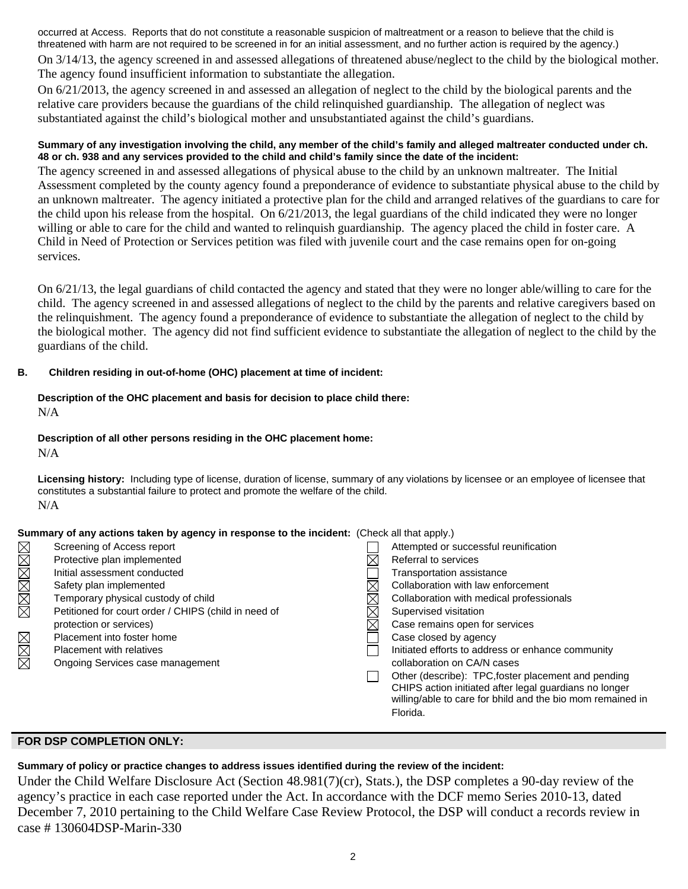occurred at Access. Reports that do not constitute a reasonable suspicion of maltreatment or a reason to believe that the child is threatened with harm are not required to be screened in for an initial assessment, and no further action is required by the agency.)

On 3/14/13, the agency screened in and assessed allegations of threatened abuse/neglect to the child by the biological mother. The agency found insufficient information to substantiate the allegation.

On 6/21/2013, the agency screened in and assessed an allegation of neglect to the child by the biological parents and the relative care providers because the guardians of the child relinquished guardianship. The allegation of neglect was substantiated against the child's biological mother and unsubstantiated against the child's guardians.

**Summary of any investigation involving the child, any member of the child's family and alleged maltreater conducted under ch. 48 or ch. 938 and any services provided to the child and child's family since the date of the incident:**

The agency screened in and assessed allegations of physical abuse to the child by an unknown maltreater. The Initial Assessment completed by the county agency found a preponderance of evidence to substantiate physical abuse to the child by an unknown maltreater. The agency initiated a protective plan for the child and arranged relatives of the guardians to care for the child upon his release from the hospital. On 6/21/2013, the legal guardians of the child indicated they were no longer willing or able to care for the child and wanted to relinquish guardianship. The agency placed the child in foster care. A Child in Need of Protection or Services petition was filed with juvenile court and the case remains open for on-going services.

On 6/21/13, the legal guardians of child contacted the agency and stated that they were no longer able/willing to care for the child. The agency screened in and assessed allegations of neglect to the child by the parents and relative caregivers based on the relinquishment. The agency found a preponderance of evidence to substantiate the allegation of neglect to the child by the biological mother. The agency did not find sufficient evidence to substantiate the allegation of neglect to the child by the guardians of the child.

**B. Children residing in out-of-home (OHC) placement at time of incident:**

**Description of the OHC placement and basis for decision to place child there:**

N/A

**Description of all other persons residing in the OHC placement home:**

N/A

**Licensing history:** Including type of license, duration of license, summary of any violations by licensee or an employee of licensee that constitutes a substantial failure to protect and promote the welfare of the child.

N/A

**Summary of any actions taken by agency in response to the incident:** (Check all that apply.)

- [x] Screening of Access report
- [x] Protective plan implemented
- [x] Initial assessment conducted
- [x] Safety plan implemented
- [x] Temporary physical custody of child
- [x] Petitioned for court order / CHIPS (child in need of protection or services)
- [x] Placement into foster home
- [x] Placement with relatives
- [x] Ongoing Services case management
- [ ] Attempted or successful reunification
- [x] Referral to services
- [ ] Transportation assistance
- [x] Collaboration with law enforcement
- [x] Collaboration with medical professionals
- [x] Supervised visitation
- [x] Case remains open for services
- [ ] Case closed by agency
- [ ] Initiated efforts to address or enhance community collaboration on CA/N cases
- [ ] Other (describe): TPC,foster placement and pending CHIPS action initiated after legal guardians no longer willing/able to care for bhild and the bio mom remained in Florida.

## FOR DSP COMPLETION ONLY:

**Summary of policy or practice changes to address issues identified during the review of the incident:**

Under the Child Welfare Disclosure Act (Section 48.981(7)(cr), Stats.), the DSP completes a 90-day review of the agency's practice in each case reported under the Act. In accordance with the DCF memo Series 2010-13, dated December 7, 2010 pertaining to the Child Welfare Case Review Protocol, the DSP will conduct a records review in case # 130604DSP-Marin-330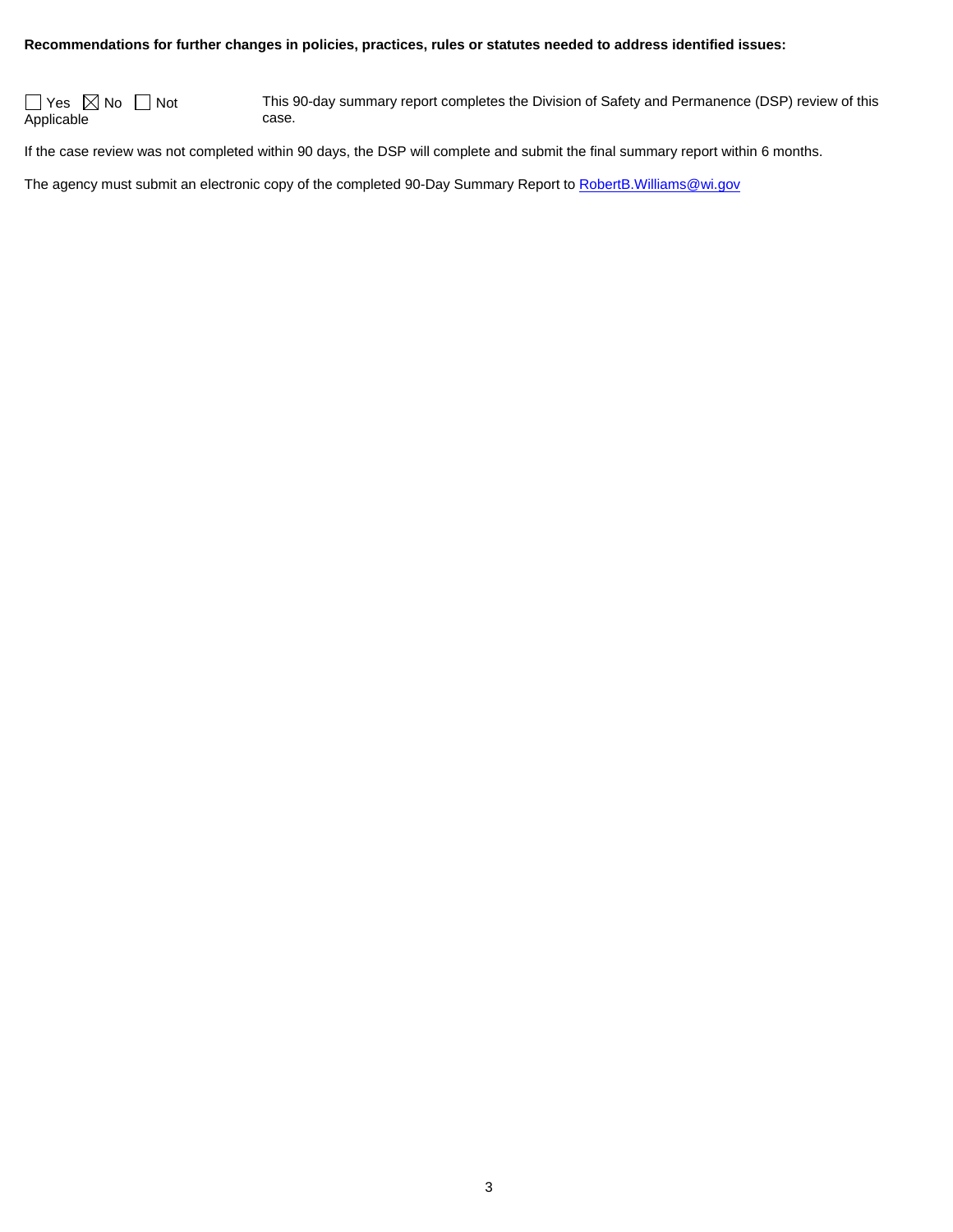**Recommendations for further changes in policies, practices, rules or statutes needed to address identified issues:**

☐ Yes ☒ No ☐ Not Applicable — This 90-day summary report completes the Division of Safety and Permanence (DSP) review of this case.

If the case review was not completed within 90 days, the DSP will complete and submit the final summary report within 6 months.

The agency must submit an electronic copy of the completed 90-Day Summary Report to [RobertB.Williams@wi.gov](mailto:RobertB.Williams@wi.gov)